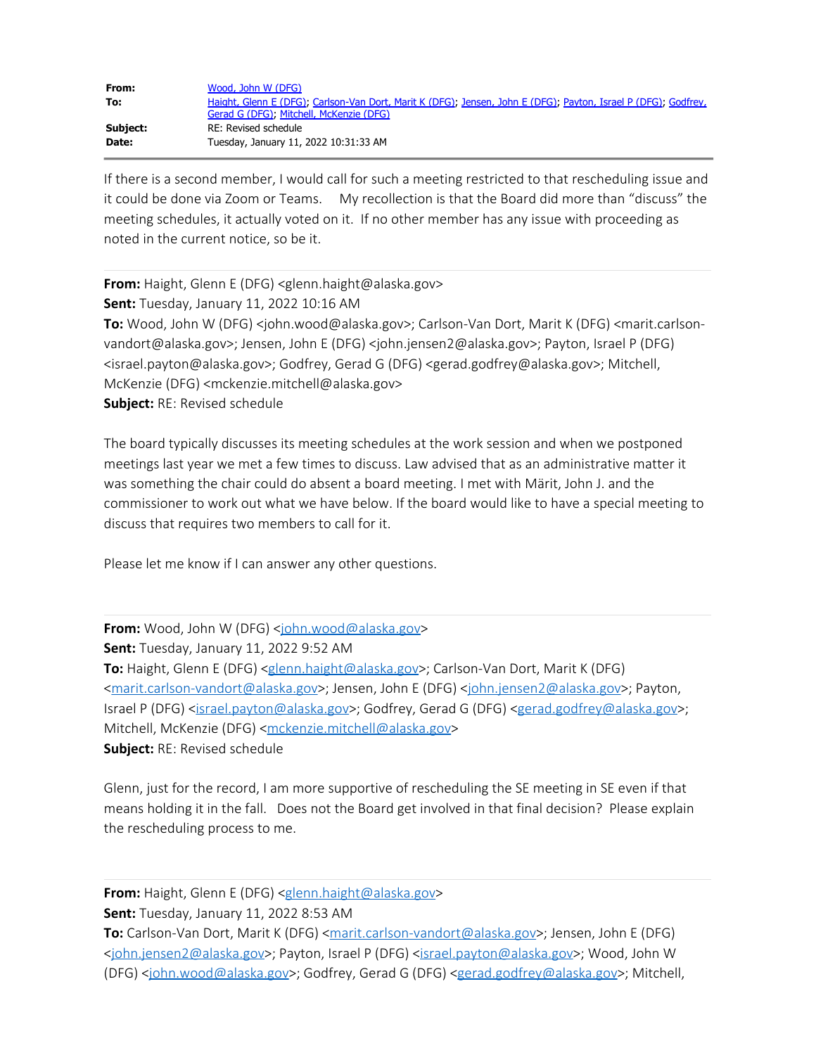| | |
|---|---|
| **From:** | Wood, John W (DFG) |
| **To:** | Haight, Glenn E (DFG); Carlson-Van Dort, Marit K (DFG); Jensen, John E (DFG); Payton, Israel P (DFG); Godfrey, Gerad G (DFG); Mitchell, McKenzie (DFG) |
| **Subject:** | RE: Revised schedule |
| **Date:** | Tuesday, January 11, 2022 10:31:33 AM |

If there is a second member, I would call for such a meeting restricted to that rescheduling issue and it could be done via Zoom or Teams. My recollection is that the Board did more than "discuss" the meeting schedules, it actually voted on it. If no other member has any issue with proceeding as noted in the current notice, so be it.

---

**From:** Haight, Glenn E (DFG) <glenn.haight@alaska.gov>
**Sent:** Tuesday, January 11, 2022 10:16 AM
**To:** Wood, John W (DFG) <john.wood@alaska.gov>; Carlson-Van Dort, Marit K (DFG) <marit.carlson-vandort@alaska.gov>; Jensen, John E (DFG) <john.jensen2@alaska.gov>; Payton, Israel P (DFG) <israel.payton@alaska.gov>; Godfrey, Gerad G (DFG) <gerad.godfrey@alaska.gov>; Mitchell, McKenzie (DFG) <mckenzie.mitchell@alaska.gov>
**Subject:** RE: Revised schedule

The board typically discusses its meeting schedules at the work session and when we postponed meetings last year we met a few times to discuss. Law advised that as an administrative matter it was something the chair could do absent a board meeting. I met with Märit, John J. and the commissioner to work out what we have below. If the board would like to have a special meeting to discuss that requires two members to call for it.

Please let me know if I can answer any other questions.

---

**From:** Wood, John W (DFG) <john.wood@alaska.gov>
**Sent:** Tuesday, January 11, 2022 9:52 AM
**To:** Haight, Glenn E (DFG) <glenn.haight@alaska.gov>; Carlson-Van Dort, Marit K (DFG) <marit.carlson-vandort@alaska.gov>; Jensen, John E (DFG) <john.jensen2@alaska.gov>; Payton, Israel P (DFG) <israel.payton@alaska.gov>; Godfrey, Gerad G (DFG) <gerad.godfrey@alaska.gov>; Mitchell, McKenzie (DFG) <mckenzie.mitchell@alaska.gov>
**Subject:** RE: Revised schedule

Glenn, just for the record, I am more supportive of rescheduling the SE meeting in SE even if that means holding it in the fall. Does not the Board get involved in that final decision? Please explain the rescheduling process to me.

---

**From:** Haight, Glenn E (DFG) <glenn.haight@alaska.gov>
**Sent:** Tuesday, January 11, 2022 8:53 AM
**To:** Carlson-Van Dort, Marit K (DFG) <marit.carlson-vandort@alaska.gov>; Jensen, John E (DFG) <john.jensen2@alaska.gov>; Payton, Israel P (DFG) <israel.payton@alaska.gov>; Wood, John W (DFG) <john.wood@alaska.gov>; Godfrey, Gerad G (DFG) <gerad.godfrey@alaska.gov>; Mitchell,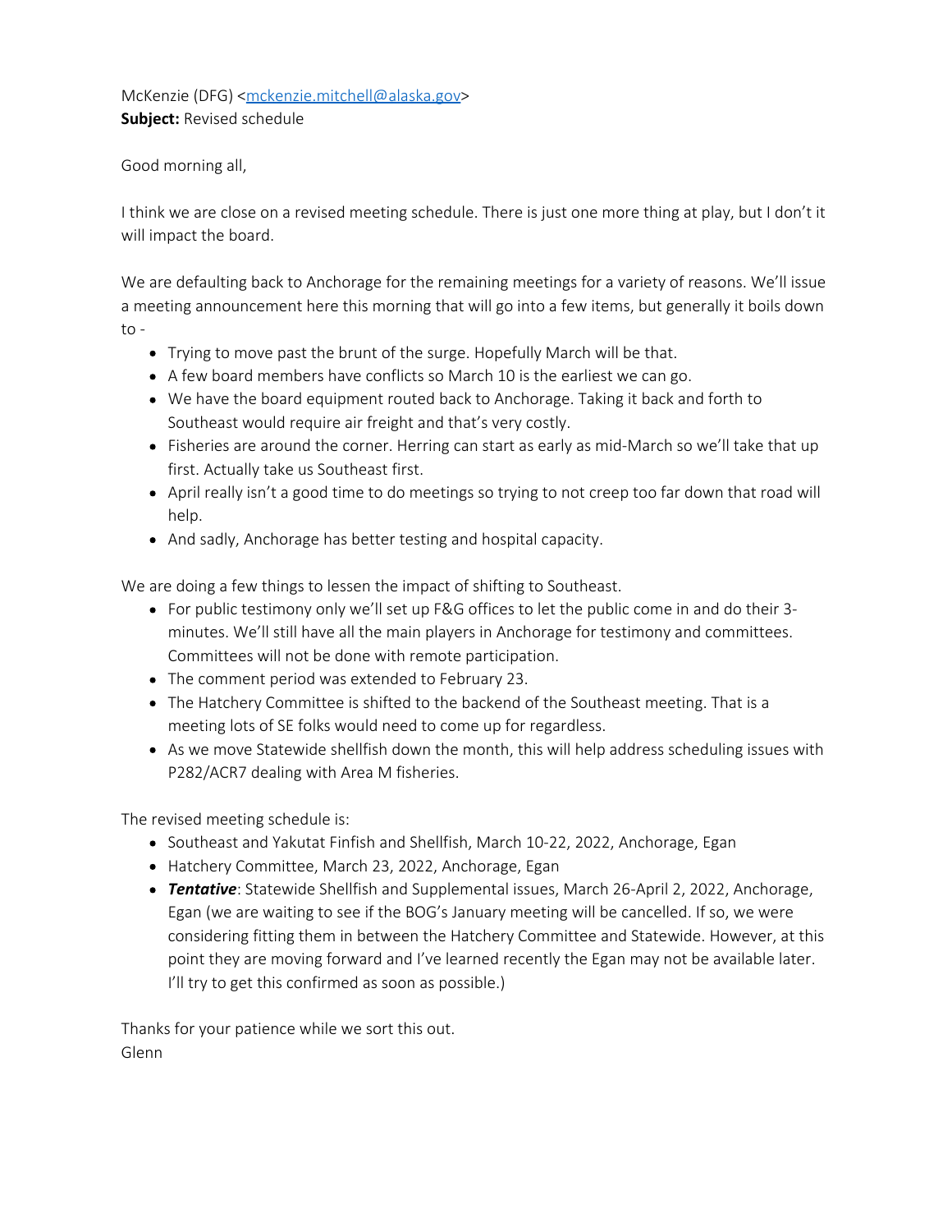McKenzie (DFG) <mckenzie.mitchell@alaska.gov>
**Subject:** Revised schedule

Good morning all,

I think we are close on a revised meeting schedule. There is just one more thing at play, but I don't it will impact the board.

We are defaulting back to Anchorage for the remaining meetings for a variety of reasons. We'll issue a meeting announcement here this morning that will go into a few items, but generally it boils down to -

- Trying to move past the brunt of the surge. Hopefully March will be that.
- A few board members have conflicts so March 10 is the earliest we can go.
- We have the board equipment routed back to Anchorage. Taking it back and forth to Southeast would require air freight and that's very costly.
- Fisheries are around the corner. Herring can start as early as mid-March so we'll take that up first. Actually take us Southeast first.
- April really isn't a good time to do meetings so trying to not creep too far down that road will help.
- And sadly, Anchorage has better testing and hospital capacity.

We are doing a few things to lessen the impact of shifting to Southeast.

- For public testimony only we'll set up F&G offices to let the public come in and do their 3-minutes. We'll still have all the main players in Anchorage for testimony and committees. Committees will not be done with remote participation.
- The comment period was extended to February 23.
- The Hatchery Committee is shifted to the backend of the Southeast meeting. That is a meeting lots of SE folks would need to come up for regardless.
- As we move Statewide shellfish down the month, this will help address scheduling issues with P282/ACR7 dealing with Area M fisheries.

The revised meeting schedule is:

- Southeast and Yakutat Finfish and Shellfish, March 10-22, 2022, Anchorage, Egan
- Hatchery Committee, March 23, 2022, Anchorage, Egan
- ***Tentative***: Statewide Shellfish and Supplemental issues, March 26-April 2, 2022, Anchorage, Egan (we are waiting to see if the BOG's January meeting will be cancelled. If so, we were considering fitting them in between the Hatchery Committee and Statewide. However, at this point they are moving forward and I've learned recently the Egan may not be available later. I'll try to get this confirmed as soon as possible.)

Thanks for your patience while we sort this out.
Glenn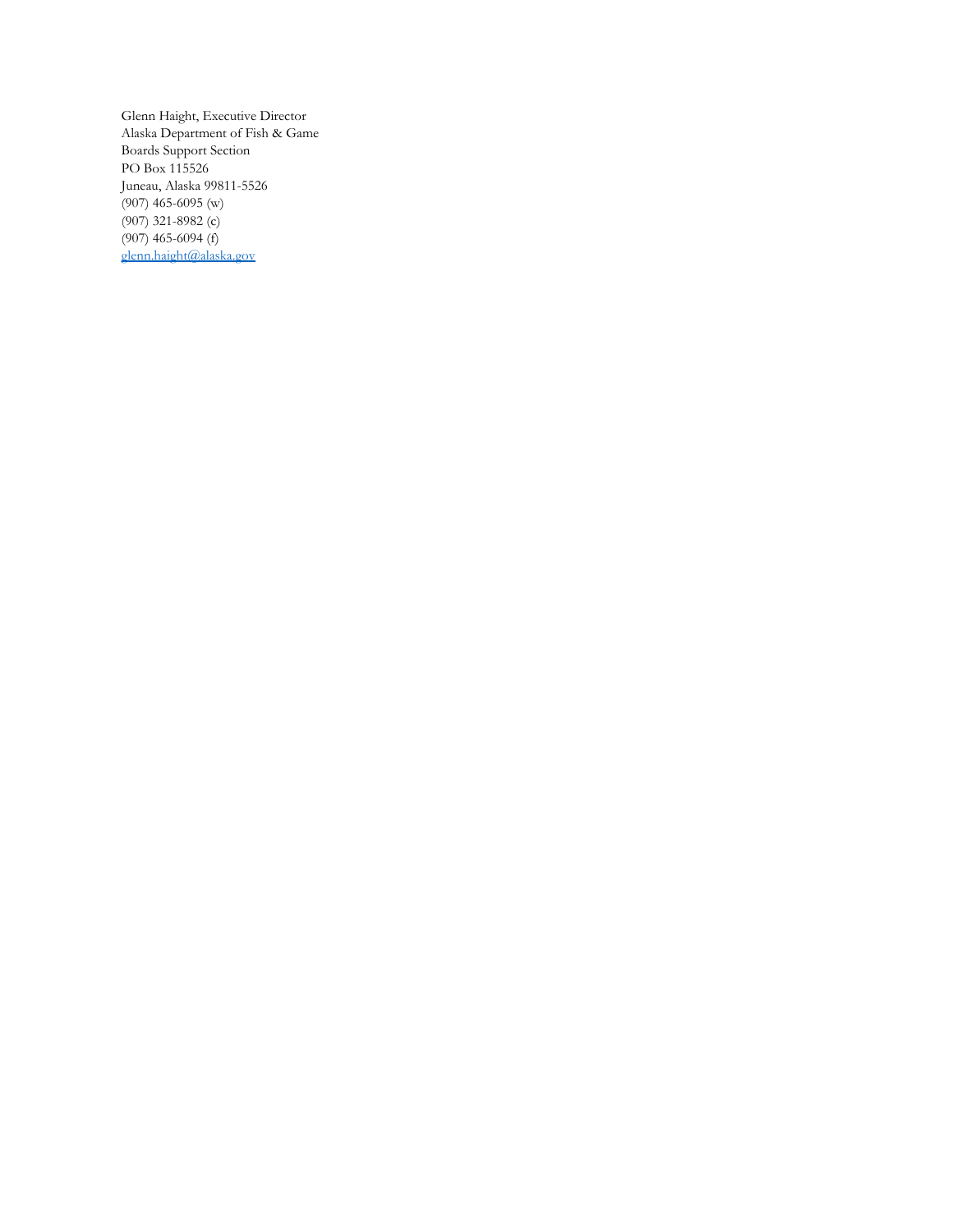Glenn Haight, Executive Director
Alaska Department of Fish & Game
Boards Support Section
PO Box 115526
Juneau, Alaska 99811-5526
(907) 465-6095 (w)
(907) 321-8982 (c)
(907) 465-6094 (f)
glenn.haight@alaska.gov